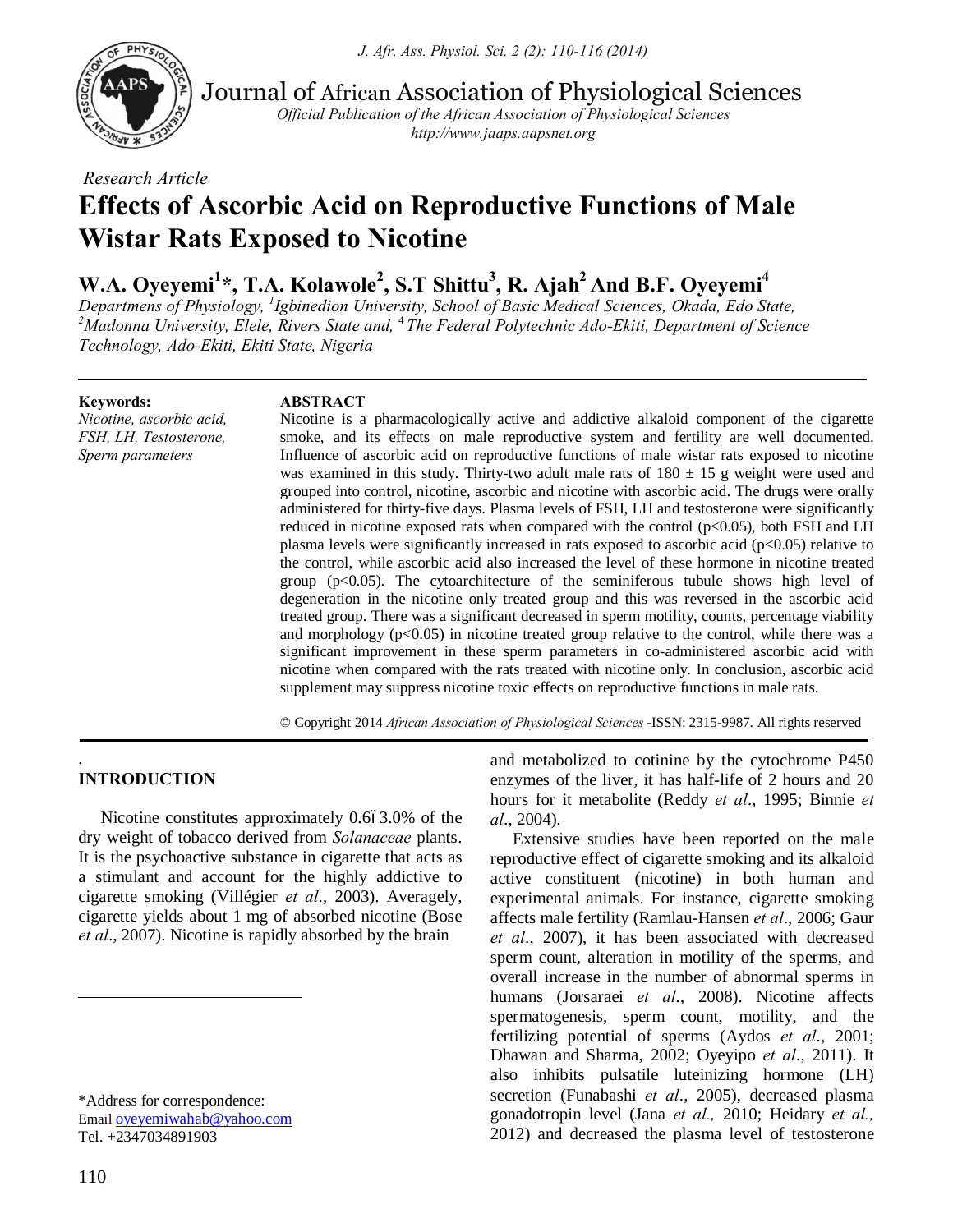*Research Article*

# Effects of Ascorbic Acid on Reproductive Functions of Male Wistar Rats Exposed to Nicotine

**W.A. Oyeyemi[1]\*, T.A. Kolawole[2], S.T Shittu[3], R. Ajah[2] And B.F. Oyeyemi[4]**

*Departmens of Physiology, [1]Igbinedion University, School of Basic Medical Sciences, Okada, Edo State, [2]Madonna University, Elele, Rivers State and, [4]The Federal Polytechnic Ado-Ekiti, Department of Science Technology, Ado-Ekiti, Ekiti State, Nigeria*

**Keywords:**
*Nicotine, ascorbic acid, FSH, LH, Testosterone, Sperm parameters*

**ABSTRACT**

Nicotine is a pharmacologically active and addictive alkaloid component of the cigarette smoke, and its effects on male reproductive system and fertility are well documented. Influence of ascorbic acid on reproductive functions of male wistar rats exposed to nicotine was examined in this study. Thirty-two adult male rats of 180 ± 15 g weight were used and grouped into control, nicotine, ascorbic and nicotine with ascorbic acid. The drugs were orally administered for thirty-five days. Plasma levels of FSH, LH and testosterone were significantly reduced in nicotine exposed rats when compared with the control ($p<0.05$), both FSH and LH plasma levels were significantly increased in rats exposed to ascorbic acid ($p<0.05$) relative to the control, while ascorbic acid also increased the level of these hormone in nicotine treated group ($p<0.05$). The cytoarchitecture of the seminiferous tubule shows high level of degeneration in the nicotine only treated group and this was reversed in the ascorbic acid treated group. There was a significant decreased in sperm motility, counts, percentage viability and morphology ($p<0.05$) in nicotine treated group relative to the control, while there was a significant improvement in these sperm parameters in co-administered ascorbic acid with nicotine when compared with the rats treated with nicotine only. In conclusion, ascorbic acid supplement may suppress nicotine toxic effects on reproductive functions in male rats.

© Copyright 2014 *African Association of Physiological Sciences* -ISSN: 2315-9987. All rights reserved

## INTRODUCTION

Nicotine constitutes approximately 0.6–3.0% of the dry weight of tobacco derived from *Solanaceae* plants. It is the psychoactive substance in cigarette that acts as a stimulant and account for the highly addictive to cigarette smoking (Villégier *et al*., 2003). Averagely, cigarette yields about 1 mg of absorbed nicotine (Bose *et al*., 2007). Nicotine is rapidly absorbed by the brain and metabolized to cotinine by the cytochrome P450 enzymes of the liver, it has half-life of 2 hours and 20 hours for it metabolite (Reddy *et al*., 1995; Binnie *et al*., 2004).

Extensive studies have been reported on the male reproductive effect of cigarette smoking and its alkaloid active constituent (nicotine) in both human and experimental animals. For instance, cigarette smoking affects male fertility (Ramlau-Hansen *et al*., 2006; Gaur *et al*., 2007), it has been associated with decreased sperm count, alteration in motility of the sperms, and overall increase in the number of abnormal sperms in humans (Jorsaraei *et al*., 2008). Nicotine affects spermatogenesis, sperm count, motility, and the fertilizing potential of sperms (Aydos *et al*., 2001; Dhawan and Sharma, 2002; Oyeyipo *et al*., 2011). It also inhibits pulsatile luteinizing hormone (LH) secretion (Funabashi *et al*., 2005), decreased plasma gonadotropin level (Jana *et al.,* 2010; Heidary *et al.,* 2012) and decreased the plasma level of testosterone

\*Address for correspondence:
Email oyeyemiwahab@yahoo.com
Tel. +2347034891903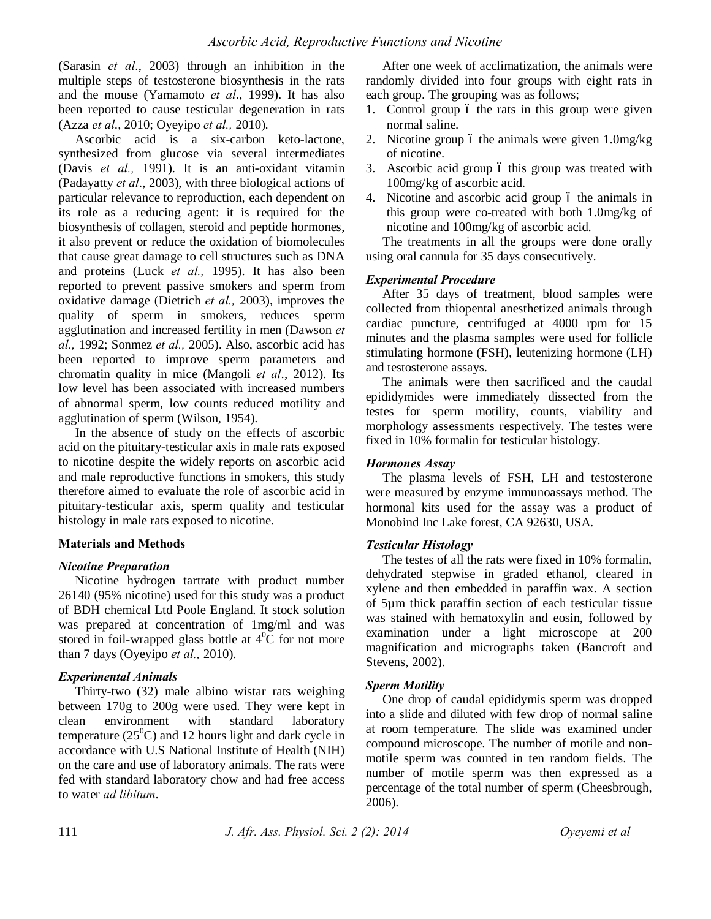(Sarasin *et al*., 2003) through an inhibition in the multiple steps of testosterone biosynthesis in the rats and the mouse (Yamamoto *et al*., 1999). It has also been reported to cause testicular degeneration in rats (Azza *et al*., 2010; Oyeyipo *et al.,* 2010).

Ascorbic acid is a six-carbon keto-lactone, synthesized from glucose via several intermediates (Davis *et al.,* 1991). It is an anti-oxidant vitamin (Padayatty *et al*., 2003), with three biological actions of particular relevance to reproduction, each dependent on its role as a reducing agent: it is required for the biosynthesis of collagen, steroid and peptide hormones, it also prevent or reduce the oxidation of biomolecules that cause great damage to cell structures such as DNA and proteins (Luck *et al.,* 1995). It has also been reported to prevent passive smokers and sperm from oxidative damage (Dietrich *et al.,* 2003), improves the quality of sperm in smokers, reduces sperm agglutination and increased fertility in men (Dawson *et al.,* 1992; Sonmez *et al.,* 2005). Also, ascorbic acid has been reported to improve sperm parameters and chromatin quality in mice (Mangoli *et al*., 2012). Its low level has been associated with increased numbers of abnormal sperm, low counts reduced motility and agglutination of sperm (Wilson, 1954).

In the absence of study on the effects of ascorbic acid on the pituitary-testicular axis in male rats exposed to nicotine despite the widely reports on ascorbic acid and male reproductive functions in smokers, this study therefore aimed to evaluate the role of ascorbic acid in pituitary-testicular axis, sperm quality and testicular histology in male rats exposed to nicotine.

## Materials and Methods

### *Nicotine Preparation*

Nicotine hydrogen tartrate with product number 26140 (95% nicotine) used for this study was a product of BDH chemical Ltd Poole England. It stock solution was prepared at concentration of 1mg/ml and was stored in foil-wrapped glass bottle at $4^0$C for not more than 7 days (Oyeyipo *et al.,* 2010).

### *Experimental Animals*

Thirty-two (32) male albino wistar rats weighing between 170g to 200g were used. They were kept in clean environment with standard laboratory temperature ($25^0$C) and 12 hours light and dark cycle in accordance with U.S National Institute of Health (NIH) on the care and use of laboratory animals. The rats were fed with standard laboratory chow and had free access to water *ad libitum*.

After one week of acclimatization, the animals were randomly divided into four groups with eight rats in each group. The grouping was as follows;

1. Control group ó the rats in this group were given normal saline.
2. Nicotine group ó the animals were given 1.0mg/kg of nicotine.
3. Ascorbic acid group ó this group was treated with 100mg/kg of ascorbic acid.
4. Nicotine and ascorbic acid group ó the animals in this group were co-treated with both 1.0mg/kg of nicotine and 100mg/kg of ascorbic acid.

The treatments in all the groups were done orally using oral cannula for 35 days consecutively.

### *Experimental Procedure*

After 35 days of treatment, blood samples were collected from thiopental anesthetized animals through cardiac puncture, centrifuged at 4000 rpm for 15 minutes and the plasma samples were used for follicle stimulating hormone (FSH), leutenizing hormone (LH) and testosterone assays.

The animals were then sacrificed and the caudal epididymides were immediately dissected from the testes for sperm motility, counts, viability and morphology assessments respectively. The testes were fixed in 10% formalin for testicular histology.

### *Hormones Assay*

The plasma levels of FSH, LH and testosterone were measured by enzyme immunoassays method. The hormonal kits used for the assay was a product of Monobind Inc Lake forest, CA 92630, USA.

### *Testicular Histology*

The testes of all the rats were fixed in 10% formalin, dehydrated stepwise in graded ethanol, cleared in xylene and then embedded in paraffin wax. A section of 5µm thick paraffin section of each testicular tissue was stained with hematoxylin and eosin, followed by examination under a light microscope at 200 magnification and micrographs taken (Bancroft and Stevens, 2002).

### *Sperm Motility*

One drop of caudal epididymis sperm was dropped into a slide and diluted with few drop of normal saline at room temperature. The slide was examined under compound microscope. The number of motile and non-motile sperm was counted in ten random fields. The number of motile sperm was then expressed as a percentage of the total number of sperm (Cheesbrough, 2006).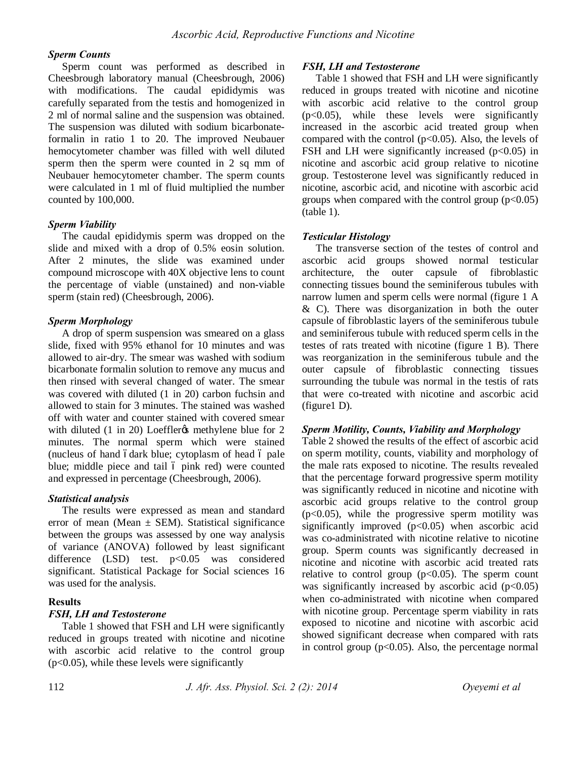### *Sperm Counts*

Sperm count was performed as described in Cheesbrough laboratory manual (Cheesbrough, 2006) with modifications. The caudal epididymis was carefully separated from the testis and homogenized in 2 ml of normal saline and the suspension was obtained. The suspension was diluted with sodium bicarbonate-formalin in ratio 1 to 20. The improved Neubauer hemocytometer chamber was filled with well diluted sperm then the sperm were counted in 2 sq mm of Neubauer hemocytometer chamber. The sperm counts were calculated in 1 ml of fluid multiplied the number counted by 100,000.

### *Sperm Viability*

The caudal epididymis sperm was dropped on the slide and mixed with a drop of 0.5% eosin solution. After 2 minutes, the slide was examined under compound microscope with 40X objective lens to count the percentage of viable (unstained) and non-viable sperm (stain red) (Cheesbrough, 2006).

### *Sperm Morphology*

A drop of sperm suspension was smeared on a glass slide, fixed with 95% ethanol for 10 minutes and was allowed to air-dry. The smear was washed with sodium bicarbonate formalin solution to remove any mucus and then rinsed with several changed of water. The smear was covered with diluted (1 in 20) carbon fuchsin and allowed to stain for 3 minutes. The stained was washed off with water and counter stained with covered smear with diluted (1 in 20) Loeffler's methylene blue for 2 minutes. The normal sperm which were stained (nucleus of hand – dark blue; cytoplasm of head – pale blue; middle piece and tail – pink red) were counted and expressed in percentage (Cheesbrough, 2006).

### *Statistical analysis*

The results were expressed as mean and standard error of mean (Mean ± SEM). Statistical significance between the groups was assessed by one way analysis of variance (ANOVA) followed by least significant difference (LSD) test. $p<0.05$ was considered significant. Statistical Package for Social sciences 16 was used for the analysis.

## Results

### *FSH, LH and Testosterone*

Table 1 showed that FSH and LH were significantly reduced in groups treated with nicotine and nicotine with ascorbic acid relative to the control group ($p<0.05$), while these levels were significantly

### *FSH, LH and Testosterone*

Table 1 showed that FSH and LH were significantly reduced in groups treated with nicotine and nicotine with ascorbic acid relative to the control group ($p<0.05$), while these levels were significantly increased in the ascorbic acid treated group when compared with the control ($p<0.05$). Also, the levels of FSH and LH were significantly increased ($p<0.05$) in nicotine and ascorbic acid group relative to nicotine group. Testosterone level was significantly reduced in nicotine, ascorbic acid, and nicotine with ascorbic acid groups when compared with the control group ($p<0.05$) (table 1).

### *Testicular Histology*

The transverse section of the testes of control and ascorbic acid groups showed normal testicular architecture, the outer capsule of fibroblastic connecting tissues bound the seminiferous tubules with narrow lumen and sperm cells were normal (figure 1 A & C). There was disorganization in both the outer capsule of fibroblastic layers of the seminiferous tubule and seminiferous tubule with reduced sperm cells in the testes of rats treated with nicotine (figure 1 B). There was reorganization in the seminiferous tubule and the outer capsule of fibroblastic connecting tissues surrounding the tubule was normal in the testis of rats that were co-treated with nicotine and ascorbic acid (figure1 D).

### *Sperm Motility, Counts, Viability and Morphology*

Table 2 showed the results of the effect of ascorbic acid on sperm motility, counts, viability and morphology of the male rats exposed to nicotine. The results revealed that the percentage forward progressive sperm motility was significantly reduced in nicotine and nicotine with ascorbic acid groups relative to the control group ($p<0.05$), while the progressive sperm motility was significantly improved ($p<0.05$) when ascorbic acid was co-administrated with nicotine relative to nicotine group. Sperm counts was significantly decreased in nicotine and nicotine with ascorbic acid treated rats relative to control group ($p<0.05$). The sperm count was significantly increased by ascorbic acid ($p<0.05$) when co-administrated with nicotine when compared with nicotine group. Percentage sperm viability in rats exposed to nicotine and nicotine with ascorbic acid showed significant decrease when compared with rats in control group ($p<0.05$). Also, the percentage normal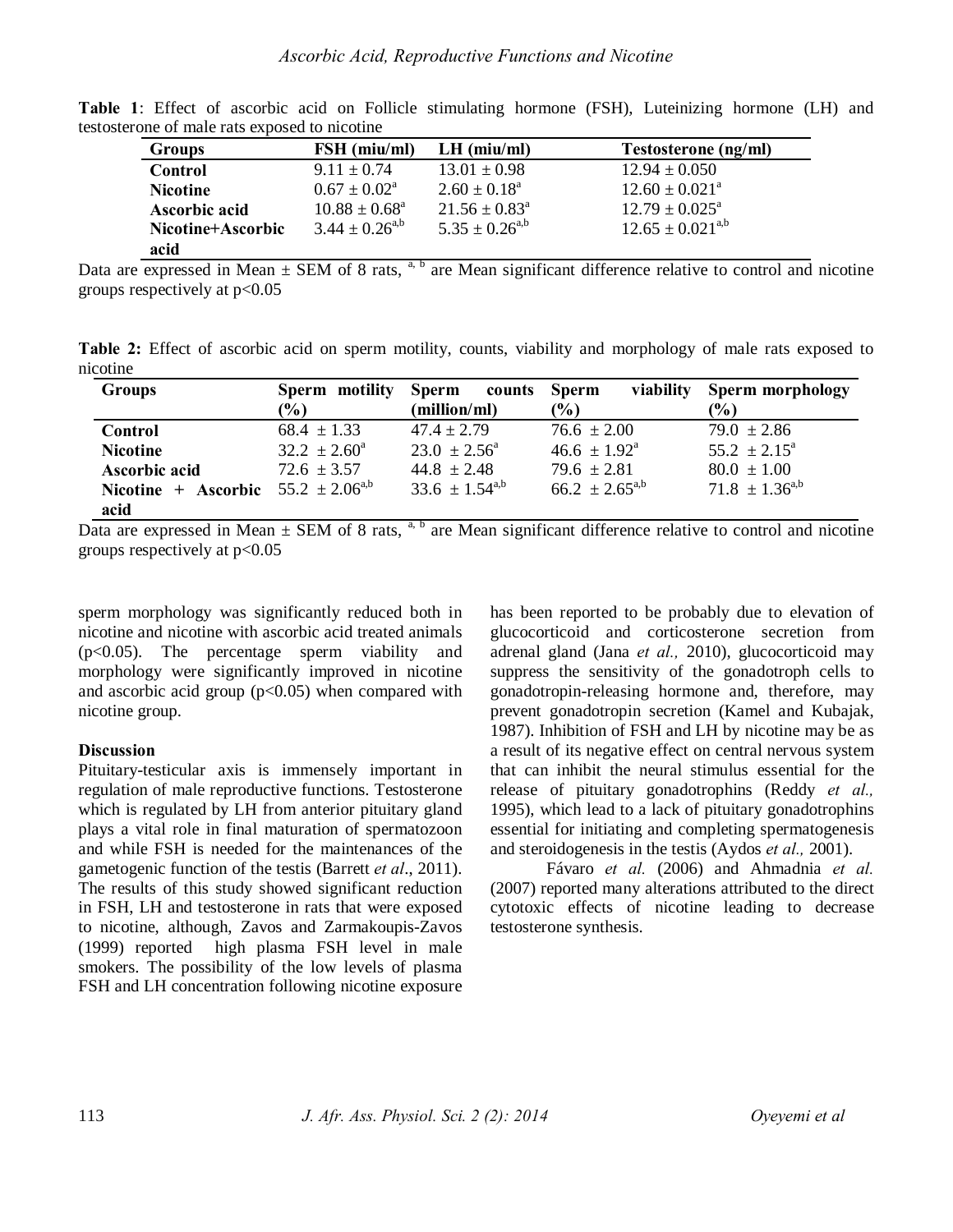**Table 1**: Effect of ascorbic acid on Follicle stimulating hormone (FSH), Luteinizing hormone (LH) and testosterone of male rats exposed to nicotine

| Groups | FSH (miu/ml) | LH (miu/ml) | Testosterone (ng/ml) |
|---|---|---|---|
| Control | 9.11 ± 0.74 | 13.01 ± 0.98 | 12.94 ± 0.050 |
| Nicotine | 0.67 ± 0.02[a] | 2.60 ± 0.18[a] | 12.60 ± 0.021[a] |
| Ascorbic acid | 10.88 ± 0.68[a] | 21.56 ± 0.83[a] | 12.79 ± 0.025[a] |
| Nicotine+Ascorbic acid | 3.44 ± 0.26[a,b] | 5.35 ± 0.26[a,b] | 12.65 ± 0.021[a,b] |

Data are expressed in Mean ± SEM of 8 rats, [a, b] are Mean significant difference relative to control and nicotine groups respectively at $p<0.05$

**Table 2:** Effect of ascorbic acid on sperm motility, counts, viability and morphology of male rats exposed to nicotine

| Groups | Sperm motility (%) | Sperm counts (million/ml) | Sperm viability (%) | Sperm morphology (%) |
|---|---|---|---|---|
| Control | 68.4 ± 1.33 | 47.4 ± 2.79 | 76.6 ± 2.00 | 79.0 ± 2.86 |
| Nicotine | 32.2 ± 2.60[a] | 23.0 ± 2.56[a] | 46.6 ± 1.92[a] | 55.2 ± 2.15[a] |
| Ascorbic acid | 72.6 ± 3.57 | 44.8 ± 2.48 | 79.6 ± 2.81 | 80.0 ± 1.00 |
| Nicotine + Ascorbic acid | 55.2 ± 2.06[a,b] | 33.6 ± 1.54[a,b] | 66.2 ± 2.65[a,b] | 71.8 ± 1.36[a,b] |

Data are expressed in Mean ± SEM of 8 rats, [a, b] are Mean significant difference relative to control and nicotine groups respectively at $p<0.05$

sperm morphology was significantly reduced both in nicotine and nicotine with ascorbic acid treated animals ($p<0.05$). The percentage sperm viability and morphology were significantly improved in nicotine and ascorbic acid group ($p<0.05$) when compared with nicotine group.

**Discussion**

Pituitary-testicular axis is immensely important in regulation of male reproductive functions. Testosterone which is regulated by LH from anterior pituitary gland plays a vital role in final maturation of spermatozoon and while FSH is needed for the maintenances of the gametogenic function of the testis (Barrett *et al*., 2011). The results of this study showed significant reduction in FSH, LH and testosterone in rats that were exposed to nicotine, although, Zavos and Zarmakoupis-Zavos (1999) reported high plasma FSH level in male smokers. The possibility of the low levels of plasma FSH and LH concentration following nicotine exposure has been reported to be probably due to elevation of glucocorticoid and corticosterone secretion from adrenal gland (Jana *et al.,* 2010), glucocorticoid may suppress the sensitivity of the gonadotroph cells to gonadotropin-releasing hormone and, therefore, may prevent gonadotropin secretion (Kamel and Kubajak, 1987). Inhibition of FSH and LH by nicotine may be as a result of its negative effect on central nervous system that can inhibit the neural stimulus essential for the release of pituitary gonadotrophins (Reddy *et al.,* 1995), which lead to a lack of pituitary gonadotrophins essential for initiating and completing spermatogenesis and steroidogenesis in the testis (Aydos *et al.,* 2001).

Fávaro *et al.* (2006) and Ahmadnia *et al.* (2007) reported many alterations attributed to the direct cytotoxic effects of nicotine leading to decrease testosterone synthesis.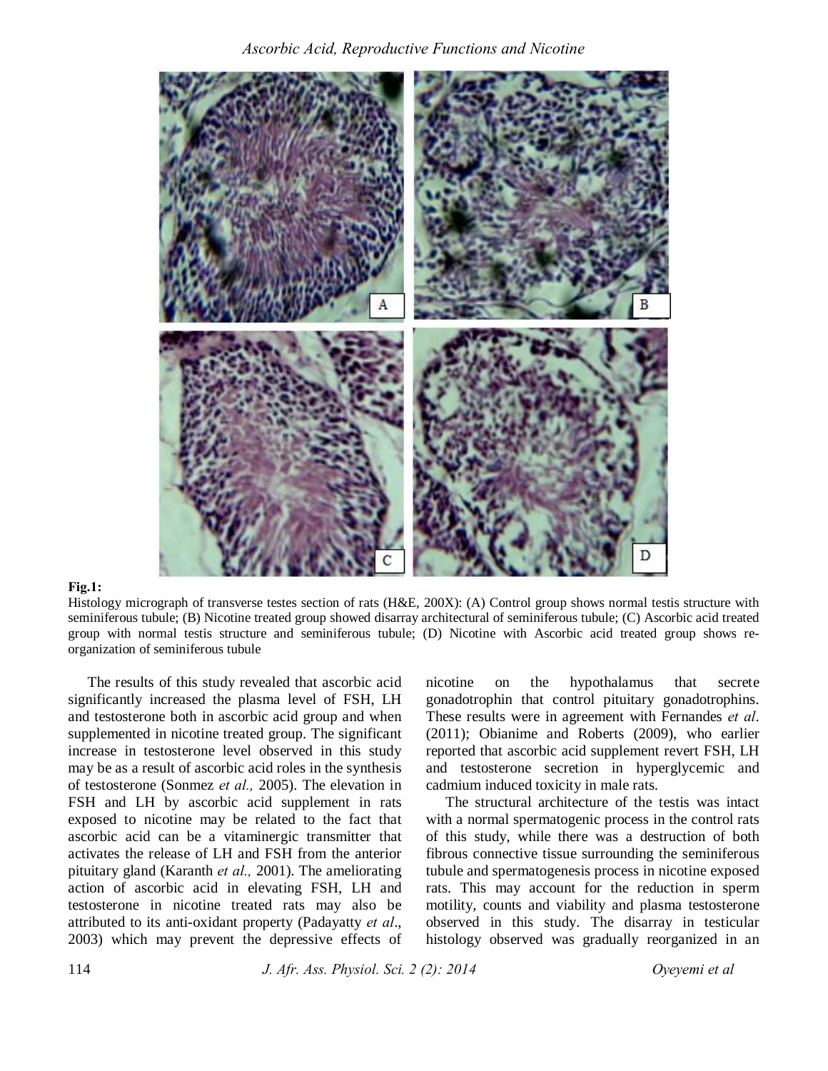**Fig.1:**

Histology micrograph of transverse testes section of rats (H&E, 200X): (A) Control group shows normal testis structure with seminiferous tubule; (B) Nicotine treated group showed disarray architectural of seminiferous tubule; (C) Ascorbic acid treated group with normal testis structure and seminiferous tubule; (D) Nicotine with Ascorbic acid treated group shows re-organization of seminiferous tubule

The results of this study revealed that ascorbic acid significantly increased the plasma level of FSH, LH and testosterone both in ascorbic acid group and when supplemented in nicotine treated group. The significant increase in testosterone level observed in this study may be as a result of ascorbic acid roles in the synthesis of testosterone (Sonmez *et al.,* 2005). The elevation in FSH and LH by ascorbic acid supplement in rats exposed to nicotine may be related to the fact that ascorbic acid can be a vitaminergic transmitter that activates the release of LH and FSH from the anterior pituitary gland (Karanth *et al.,* 2001). The ameliorating action of ascorbic acid in elevating FSH, LH and testosterone in nicotine treated rats may also be attributed to its anti-oxidant property (Padayatty *et al*., 2003) which may prevent the depressive effects of nicotine on the hypothalamus that secrete gonadotrophin that control pituitary gonadotrophins. These results were in agreement with Fernandes *et al*. (2011); Obianime and Roberts (2009), who earlier reported that ascorbic acid supplement revert FSH, LH and testosterone secretion in hyperglycemic and cadmium induced toxicity in male rats.

The structural architecture of the testis was intact with a normal spermatogenic process in the control rats of this study, while there was a destruction of both fibrous connective tissue surrounding the seminiferous tubule and spermatogenesis process in nicotine exposed rats. This may account for the reduction in sperm motility, counts and viability and plasma testosterone observed in this study. The disarray in testicular histology observed was gradually reorganized in an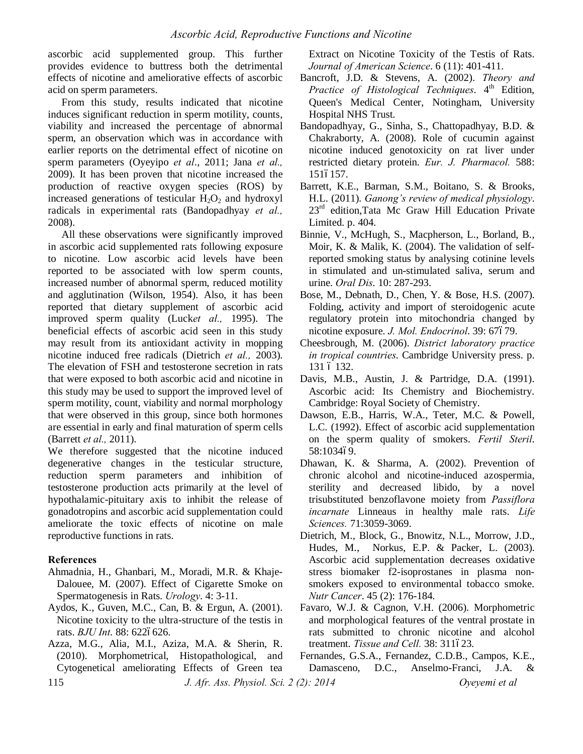ascorbic acid supplemented group. This further provides evidence to buttress both the detrimental effects of nicotine and ameliorative effects of ascorbic acid on sperm parameters.

From this study, results indicated that nicotine induces significant reduction in sperm motility, counts, viability and increased the percentage of abnormal sperm, an observation which was in accordance with earlier reports on the detrimental effect of nicotine on sperm parameters (Oyeyipo *et al*., 2011; Jana *et al.,* 2009). It has been proven that nicotine increased the production of reactive oxygen species (ROS) by increased generations of testicular $H_2O_2$ and hydroxyl radicals in experimental rats (Bandopadhyay *et al.,* 2008).

All these observations were significantly improved in ascorbic acid supplemented rats following exposure to nicotine. Low ascorbic acid levels have been reported to be associated with low sperm counts, increased number of abnormal sperm, reduced motility and agglutination (Wilson, 1954). Also, it has been reported that dietary supplement of ascorbic acid improved sperm quality (Luck*et al.,* 1995). The beneficial effects of ascorbic acid seen in this study may result from its antioxidant activity in mopping nicotine induced free radicals (Dietrich *et al.,* 2003). The elevation of FSH and testosterone secretion in rats that were exposed to both ascorbic acid and nicotine in this study may be used to support the improved level of sperm motility, count, viability and normal morphology that were observed in this group, since both hormones are essential in early and final maturation of sperm cells (Barrett *et al.,* 2011).

We therefore suggested that the nicotine induced degenerative changes in the testicular structure, reduction sperm parameters and inhibition of testosterone production acts primarily at the level of hypothalamic-pituitary axis to inhibit the release of gonadotropins and ascorbic acid supplementation could ameliorate the toxic effects of nicotine on male reproductive functions in rats.

## References

Ahmadnia, H., Ghanbari, M., Moradi, M.R. & Khaje-Dalouee, M. (2007). Effect of Cigarette Smoke on Spermatogenesis in Rats. *Urology*. 4: 3-11.

Aydos, K., Guven, M.C., Can, B. & Ergun, A. (2001). Nicotine toxicity to the ultra-structure of the testis in rats. *BJU Int*. 88: 622–626.

Azza, M.G., Alia, M.I., Aziza, M.A. & Sherin, R. (2010). Morphometrical, Histopathological, and Cytogenetical ameliorating Effects of Green tea Extract on Nicotine Toxicity of the Testis of Rats. *Journal of American Science*. 6 (11): 401-411.

Bancroft, J.D. & Stevens, A. (2002). *Theory and Practice of Histological Techniques*. 4th Edition, Queen's Medical Center, Notingham, University Hospital NHS Trust.

Bandopadhyay, G., Sinha, S., Chattopadhyay, B.D. & Chakraborty, A. (2008). Role of cucumin against nicotine induced genotoxicity on rat liver under restricted dietary protein. *Eur. J. Pharmacol.* 588: 151–157.

Barrett, K.E., Barman, S.M., Boitano, S. & Brooks, H.L. (2011). *Ganong's review of medical physiology*. 23rd edition,Tata Mc Graw Hill Education Private Limited. p. 404.

Binnie, V., McHugh, S., Macpherson, L., Borland, B., Moir, K. & Malik, K. (2004). The validation of self-reported smoking status by analysing cotinine levels in stimulated and un-stimulated saliva, serum and urine. *Oral Dis*. 10: 287-293.

Bose, M., Debnath, D., Chen, Y. & Bose, H.S. (2007). Folding, activity and import of steroidogenic acute regulatory protein into mitochondria changed by nicotine exposure. *J. Mol. Endocrinol*. 39: 67–79.

Cheesbrough, M. (2006). *District laboratory practice in tropical countries*. Cambridge University press. p. 131 – 132.

Davis, M.B., Austin, J. & Partridge, D.A. (1991). Ascorbic acid: Its Chemistry and Biochemistry. Cambridge: Royal Society of Chemistry.

Dawson, E.B., Harris, W.A., Teter, M.C. & Powell, L.C. (1992). Effect of ascorbic acid supplementation on the sperm quality of smokers. *Fertil Steril*. 58:1034–9.

Dhawan, K. & Sharma, A. (2002). Prevention of chronic alcohol and nicotine-induced azospermia, sterility and decreased libido, by a novel trisubstituted benzoflavone moiety from *Passiflora incarnate* Linneaus in healthy male rats. *Life Sciences.* 71:3059-3069.

Dietrich, M., Block, G., Bnowitz, N.L., Morrow, J.D., Hudes, M., Norkus, E.P. & Packer, L. (2003). Ascorbic acid supplementation decreases oxidative stress biomaker f2-isoprostanes in plasma non-smokers exposed to environmental tobacco smoke. *Nutr Cancer*. 45 (2): 176-184.

Favaro, W.J. & Cagnon, V.H. (2006). Morphometric and morphological features of the ventral prostate in rats submitted to chronic nicotine and alcohol treatment. *Tissue and Cell.* 38: 311–23.

Fernandes, G.S.A., Fernandez, C.D.B., Campos, K.E., Damasceno, D.C., Anselmo-Franci, J.A. &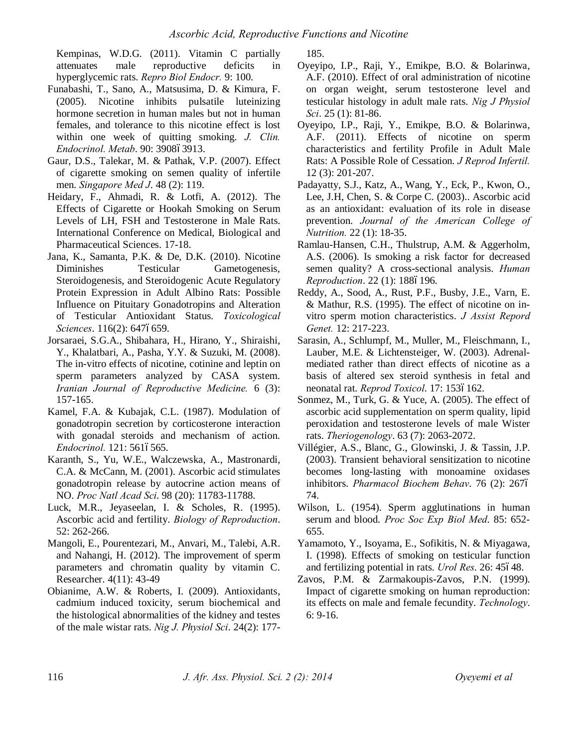Kempinas, W.D.G. (2011). Vitamin C partially attenuates male reproductive deficits in hyperglycemic rats. *Repro Biol Endocr.* 9: 100.

Funabashi, T., Sano, A., Matsusima, D. & Kimura, F. (2005). Nicotine inhibits pulsatile luteinizing hormone secretion in human males but not in human females, and tolerance to this nicotine effect is lost within one week of quitting smoking. *J. Clin. Endocrinol. Metab*. 90: 3908–3913.

Gaur, D.S., Talekar, M. & Pathak, V.P. (2007). Effect of cigarette smoking on semen quality of infertile men. *Singapore Med J*. 48 (2): 119.

Heidary, F., Ahmadi, R. & Lotfi, A. (2012). The Effects of Cigarette or Hookah Smoking on Serum Levels of LH, FSH and Testosterone in Male Rats. International Conference on Medical, Biological and Pharmaceutical Sciences. 17-18.

Jana, K., Samanta, P.K. & De, D.K. (2010). Nicotine Diminishes Testicular Gametogenesis, Steroidogenesis, and Steroidogenic Acute Regulatory Protein Expression in Adult Albino Rats: Possible Influence on Pituitary Gonadotropins and Alteration of Testicular Antioxidant Status. *Toxicological Sciences*. 116(2): 647–659.

Jorsaraei, S.G.A., Shibahara, H., Hirano, Y., Shiraishi, Y., Khalatbari, A., Pasha, Y.Y. & Suzuki, M. (2008). The in-vitro effects of nicotine, cotinine and leptin on sperm parameters analyzed by CASA system. *Iranian Journal of Reproductive Medicine.* 6 (3): 157-165.

Kamel, F.A. & Kubajak, C.L. (1987). Modulation of gonadotropin secretion by corticosterone interaction with gonadal steroids and mechanism of action. *Endocrinol.* 121: 561–565.

Karanth, S., Yu, W.E., Walczewska, A., Mastronardi, C.A. & McCann, M. (2001). Ascorbic acid stimulates gonadotropin release by autocrine action means of NO. *Proc Natl Acad Sci*. 98 (20): 11783-11788.

Luck, M.R., Jeyaseelan, I. & Scholes, R. (1995). Ascorbic acid and fertility. *Biology of Reproduction*. 52: 262-266.

Mangoli, E., Pourentezari, M., Anvari, M., Talebi, A.R. and Nahangi, H. (2012). The improvement of sperm parameters and chromatin quality by vitamin C. Researcher. 4(11): 43-49

Obianime, A.W. & Roberts, I. (2009). Antioxidants, cadmium induced toxicity, serum biochemical and the histological abnormalities of the kidney and testes of the male wistar rats. *Nig J. Physiol Sci*. 24(2): 177-185.

Oyeyipo, I.P., Raji, Y., Emikpe, B.O. & Bolarinwa, A.F. (2010). Effect of oral administration of nicotine on organ weight, serum testosterone level and testicular histology in adult male rats. *Nig J Physiol Sci*. 25 (1): 81-86.

Oyeyipo, I.P., Raji, Y., Emikpe, B.O. & Bolarinwa, A.F. (2011). Effects of nicotine on sperm characteristics and fertility Profile in Adult Male Rats: A Possible Role of Cessation. *J Reprod Infertil.* 12 (3): 201-207.

Padayatty, S.J., Katz, A., Wang, Y., Eck, P., Kwon, O., Lee, J.H, Chen, S. & Corpe C. (2003).. Ascorbic acid as an antioxidant: evaluation of its role in disease prevention. *Journal of the American College of Nutrition.* 22 (1): 18-35.

Ramlau-Hansen, C.H., Thulstrup, A.M. & Aggerholm, A.S. (2006). Is smoking a risk factor for decreased semen quality? A cross-sectional analysis. *Human Reproduction*. 22 (1): 188–196.

Reddy, A., Sood, A., Rust, P.F., Busby, J.E., Varn, E. & Mathur, R.S. (1995). The effect of nicotine on in-vitro sperm motion characteristics. *J Assist Repord Genet.* 12: 217-223.

Sarasin, A., Schlumpf, M., Muller, M., Fleischmann, I., Lauber, M.E. & Lichtensteiger, W. (2003). Adrenal-mediated rather than direct effects of nicotine as a basis of altered sex steroid synthesis in fetal and neonatal rat. *Reprod Toxicol*. 17: 153–162.

Sonmez, M., Turk, G. & Yuce, A. (2005). The effect of ascorbic acid supplementation on sperm quality, lipid peroxidation and testosterone levels of male Wister rats. *Theriogenology*. 63 (7): 2063-2072.

Villégier, A.S., Blanc, G., Glowinski, J. & Tassin, J.P. (2003). Transient behavioral sensitization to nicotine becomes long-lasting with monoamine oxidases inhibitors. *Pharmacol Biochem Behav*. 76 (2): 267–74.

Wilson, L. (1954). Sperm agglutinations in human serum and blood. *Proc Soc Exp Biol Med*. 85: 652-655.

Yamamoto, Y., Isoyama, E., Sofikitis, N. & Miyagawa, I. (1998). Effects of smoking on testicular function and fertilizing potential in rats. *Urol Res*. 26: 45–48.

Zavos, P.M. & Zarmakoupis-Zavos, P.N. (1999). Impact of cigarette smoking on human reproduction: its effects on male and female fecundity. *Technology*. 6: 9-16.